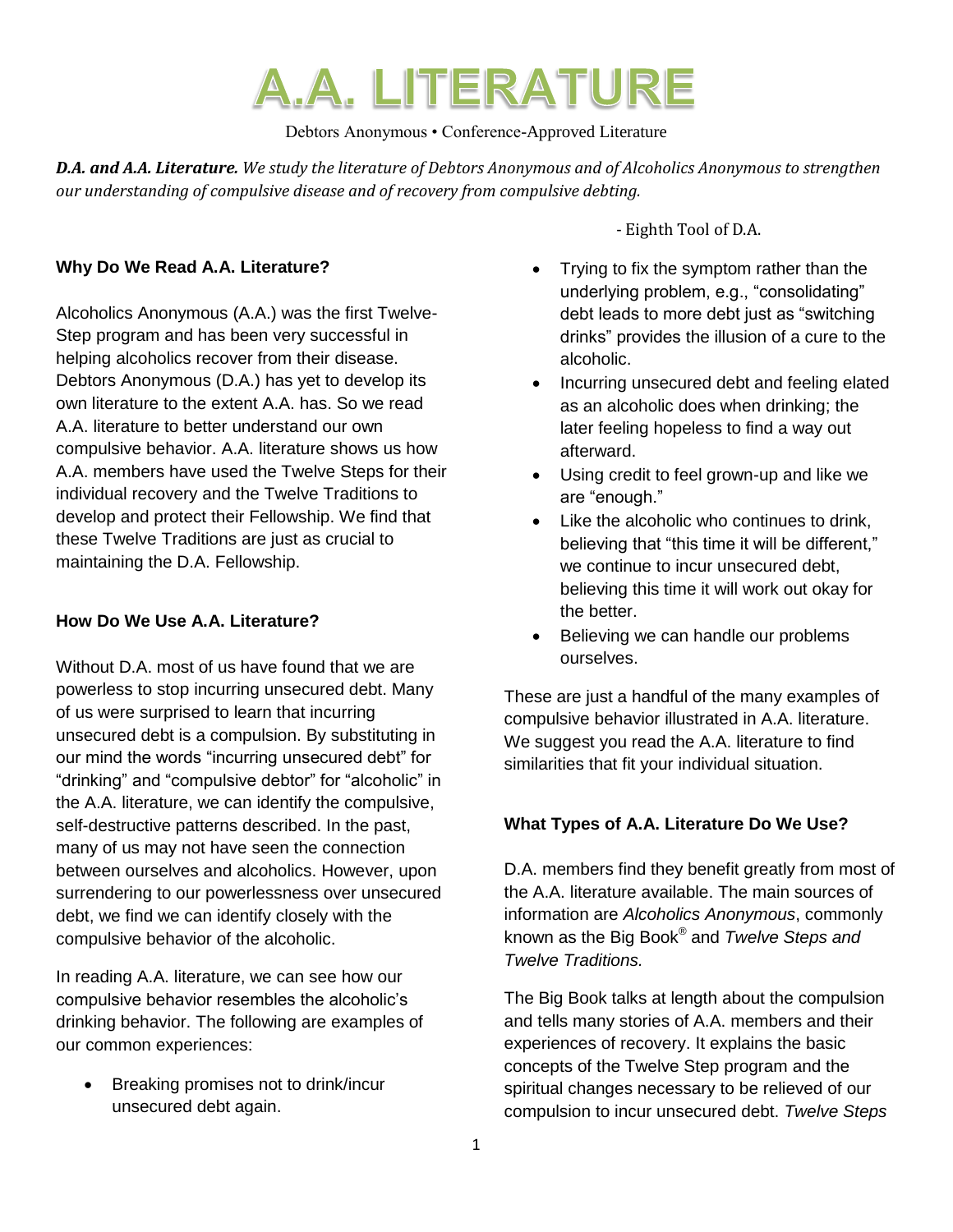# A.A. LITERATURE

Debtors Anonymous • Conference-Approved Literature

***D.A. and A.A. Literature.*** *We study the literature of Debtors Anonymous and of Alcoholics Anonymous to strengthen our understanding of compulsive disease and of recovery from compulsive debting.*

- Eighth Tool of D.A.

### Why Do We Read A.A. Literature?

Alcoholics Anonymous (A.A.) was the first Twelve-Step program and has been very successful in helping alcoholics recover from their disease. Debtors Anonymous (D.A.) has yet to develop its own literature to the extent A.A. has. So we read A.A. literature to better understand our own compulsive behavior. A.A. literature shows us how A.A. members have used the Twelve Steps for their individual recovery and the Twelve Traditions to develop and protect their Fellowship. We find that these Twelve Traditions are just as crucial to maintaining the D.A. Fellowship.

### How Do We Use A.A. Literature?

Without D.A. most of us have found that we are powerless to stop incurring unsecured debt. Many of us were surprised to learn that incurring unsecured debt is a compulsion. By substituting in our mind the words "incurring unsecured debt" for "drinking" and "compulsive debtor" for "alcoholic" in the A.A. literature, we can identify the compulsive, self-destructive patterns described. In the past, many of us may not have seen the connection between ourselves and alcoholics. However, upon surrendering to our powerlessness over unsecured debt, we find we can identify closely with the compulsive behavior of the alcoholic.

In reading A.A. literature, we can see how our compulsive behavior resembles the alcoholic's drinking behavior. The following are examples of our common experiences:

- Breaking promises not to drink/incur unsecured debt again.
- Trying to fix the symptom rather than the underlying problem, e.g., "consolidating" debt leads to more debt just as "switching drinks" provides the illusion of a cure to the alcoholic.
- Incurring unsecured debt and feeling elated as an alcoholic does when drinking; the later feeling hopeless to find a way out afterward.
- Using credit to feel grown-up and like we are "enough."
- Like the alcoholic who continues to drink, believing that "this time it will be different," we continue to incur unsecured debt, believing this time it will work out okay for the better.
- Believing we can handle our problems ourselves.

These are just a handful of the many examples of compulsive behavior illustrated in A.A. literature. We suggest you read the A.A. literature to find similarities that fit your individual situation.

### What Types of A.A. Literature Do We Use?

D.A. members find they benefit greatly from most of the A.A. literature available. The main sources of information are *Alcoholics Anonymous*, commonly known as the Big Book® and *Twelve Steps and Twelve Traditions.*

The Big Book talks at length about the compulsion and tells many stories of A.A. members and their experiences of recovery. It explains the basic concepts of the Twelve Step program and the spiritual changes necessary to be relieved of our compulsion to incur unsecured debt. *Twelve Steps*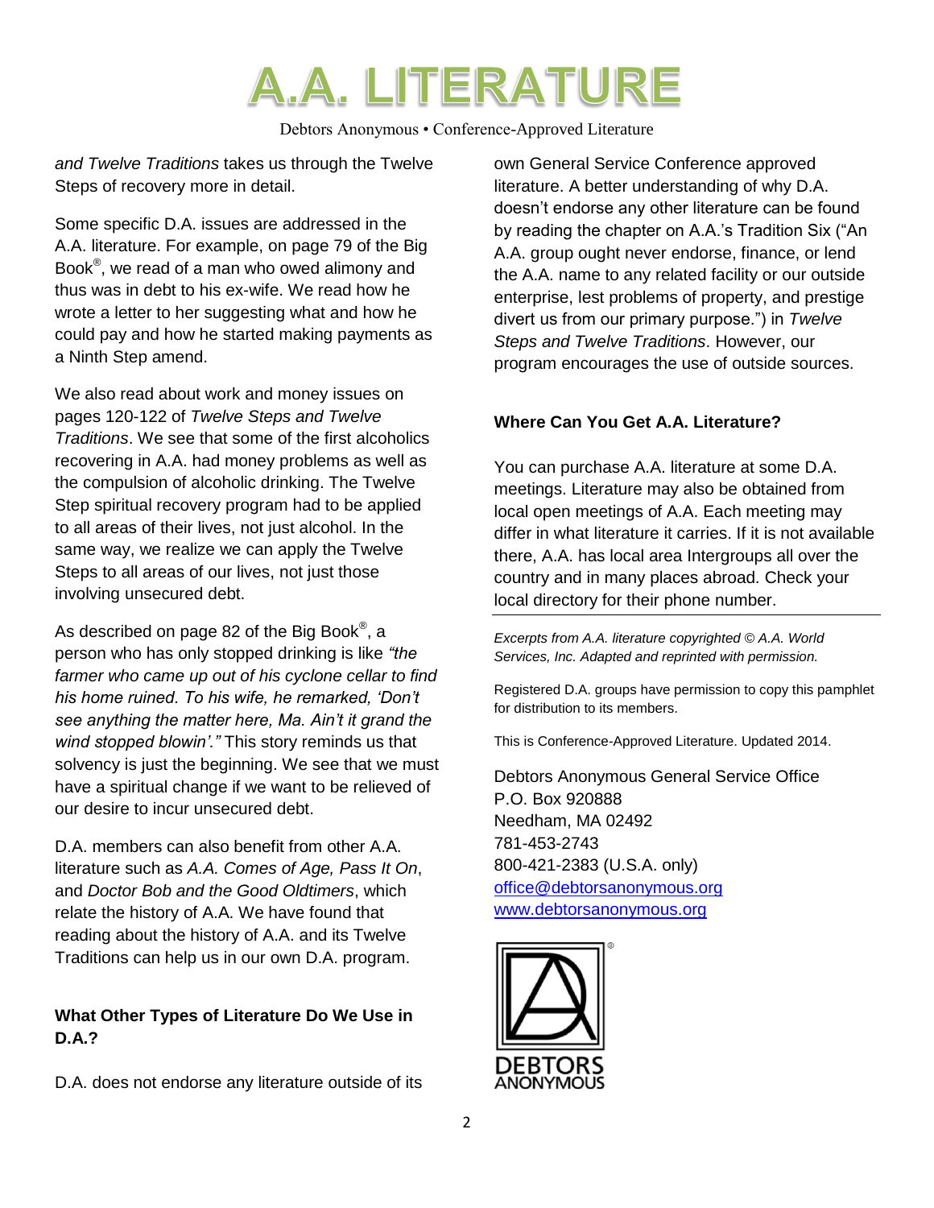*and Twelve Traditions* takes us through the Twelve Steps of recovery more in detail.

Some specific D.A. issues are addressed in the A.A. literature. For example, on page 79 of the Big Book®, we read of a man who owed alimony and thus was in debt to his ex-wife. We read how he wrote a letter to her suggesting what and how he could pay and how he started making payments as a Ninth Step amend.

We also read about work and money issues on pages 120-122 of *Twelve Steps and Twelve Traditions*. We see that some of the first alcoholics recovering in A.A. had money problems as well as the compulsion of alcoholic drinking. The Twelve Step spiritual recovery program had to be applied to all areas of their lives, not just alcohol. In the same way, we realize we can apply the Twelve Steps to all areas of our lives, not just those involving unsecured debt.

As described on page 82 of the Big Book®, a person who has only stopped drinking is like *"the farmer who came up out of his cyclone cellar to find his home ruined. To his wife, he remarked, 'Don't see anything the matter here, Ma. Ain't it grand the wind stopped blowin'."* This story reminds us that solvency is just the beginning. We see that we must have a spiritual change if we want to be relieved of our desire to incur unsecured debt.

D.A. members can also benefit from other A.A. literature such as *A.A. Comes of Age, Pass It On*, and *Doctor Bob and the Good Oldtimers*, which relate the history of A.A. We have found that reading about the history of A.A. and its Twelve Traditions can help us in our own D.A. program.

**What Other Types of Literature Do We Use in D.A.?**

D.A. does not endorse any literature outside of its own General Service Conference approved literature. A better understanding of why D.A. doesn't endorse any other literature can be found by reading the chapter on A.A.'s Tradition Six ("An A.A. group ought never endorse, finance, or lend the A.A. name to any related facility or our outside enterprise, lest problems of property, and prestige divert us from our primary purpose.") in *Twelve Steps and Twelve Traditions*. However, our program encourages the use of outside sources.

**Where Can You Get A.A. Literature?**

You can purchase A.A. literature at some D.A. meetings. Literature may also be obtained from local open meetings of A.A. Each meeting may differ in what literature it carries. If it is not available there, A.A. has local area Intergroups all over the country and in many places abroad. Check your local directory for their phone number.

---

*Excerpts from A.A. literature copyrighted © A.A. World Services, Inc. Adapted and reprinted with permission.*

Registered D.A. groups have permission to copy this pamphlet for distribution to its members.

This is Conference-Approved Literature. Updated 2014.

Debtors Anonymous General Service Office
P.O. Box 920888
Needham, MA 02492
781-453-2743
800-421-2383 (U.S.A. only)
office@debtorsanonymous.org
www.debtorsanonymous.org

DEBTORS ANONYMOUS